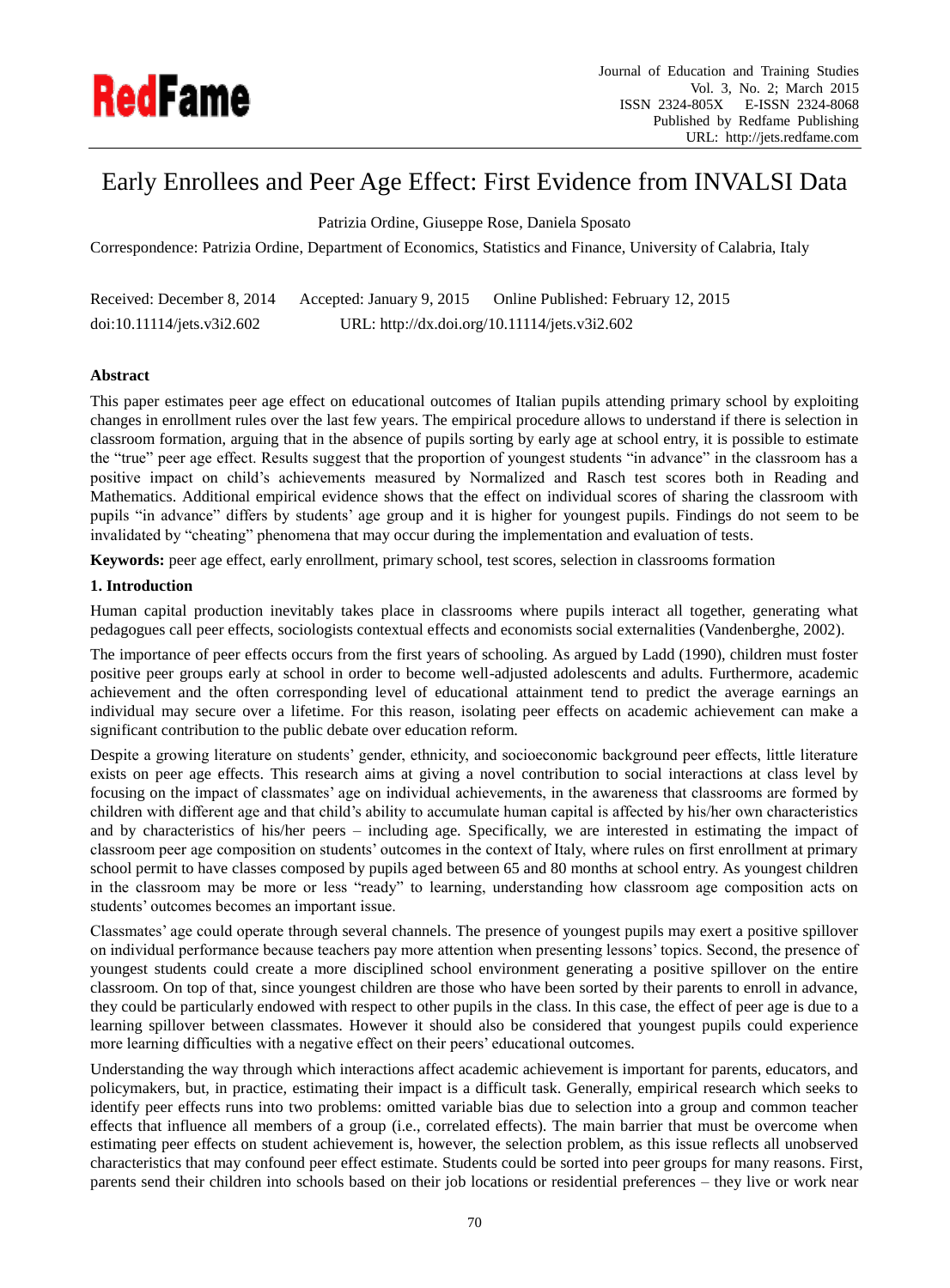# Early Enrollees and Peer Age Effect: First Evidence from INVALSI Data

Patrizia Ordine, Giuseppe Rose, Daniela Sposato

Correspondence: Patrizia Ordine, Department of Economics, Statistics and Finance, University of Calabria, Italy

Received: December 8, 2014 Accepted: January 9, 2015 Online Published: February 12, 2015

doi:10.11114/jets.v3i2.602 URL: http://dx.doi.org/10.11114/jets.v3i2.602

**Abstract**

This paper estimates peer age effect on educational outcomes of Italian pupils attending primary school by exploiting changes in enrollment rules over the last few years. The empirical procedure allows to understand if there is selection in classroom formation, arguing that in the absence of pupils sorting by early age at school entry, it is possible to estimate the "true" peer age effect. Results suggest that the proportion of youngest students "in advance" in the classroom has a positive impact on child's achievements measured by Normalized and Rasch test scores both in Reading and Mathematics. Additional empirical evidence shows that the effect on individual scores of sharing the classroom with pupils "in advance" differs by students' age group and it is higher for youngest pupils. Findings do not seem to be invalidated by "cheating" phenomena that may occur during the implementation and evaluation of tests.

**Keywords:** peer age effect, early enrollment, primary school, test scores, selection in classrooms formation

## 1. Introduction

Human capital production inevitably takes place in classrooms where pupils interact all together, generating what pedagogues call peer effects, sociologists contextual effects and economists social externalities (Vandenberghe, 2002).

The importance of peer effects occurs from the first years of schooling. As argued by Ladd (1990), children must foster positive peer groups early at school in order to become well-adjusted adolescents and adults. Furthermore, academic achievement and the often corresponding level of educational attainment tend to predict the average earnings an individual may secure over a lifetime. For this reason, isolating peer effects on academic achievement can make a significant contribution to the public debate over education reform.

Despite a growing literature on students' gender, ethnicity, and socioeconomic background peer effects, little literature exists on peer age effects. This research aims at giving a novel contribution to social interactions at class level by focusing on the impact of classmates' age on individual achievements, in the awareness that classrooms are formed by children with different age and that child's ability to accumulate human capital is affected by his/her own characteristics and by characteristics of his/her peers – including age. Specifically, we are interested in estimating the impact of classroom peer age composition on students' outcomes in the context of Italy, where rules on first enrollment at primary school permit to have classes composed by pupils aged between 65 and 80 months at school entry. As youngest children in the classroom may be more or less "ready" to learning, understanding how classroom age composition acts on students' outcomes becomes an important issue.

Classmates' age could operate through several channels. The presence of youngest pupils may exert a positive spillover on individual performance because teachers pay more attention when presenting lessons' topics. Second, the presence of youngest students could create a more disciplined school environment generating a positive spillover on the entire classroom. On top of that, since youngest children are those who have been sorted by their parents to enroll in advance, they could be particularly endowed with respect to other pupils in the class. In this case, the effect of peer age is due to a learning spillover between classmates. However it should also be considered that youngest pupils could experience more learning difficulties with a negative effect on their peers' educational outcomes.

Understanding the way through which interactions affect academic achievement is important for parents, educators, and policymakers, but, in practice, estimating their impact is a difficult task. Generally, empirical research which seeks to identify peer effects runs into two problems: omitted variable bias due to selection into a group and common teacher effects that influence all members of a group (i.e., correlated effects). The main barrier that must be overcome when estimating peer effects on student achievement is, however, the selection problem, as this issue reflects all unobserved characteristics that may confound peer effect estimate. Students could be sorted into peer groups for many reasons. First, parents send their children into schools based on their job locations or residential preferences – they live or work near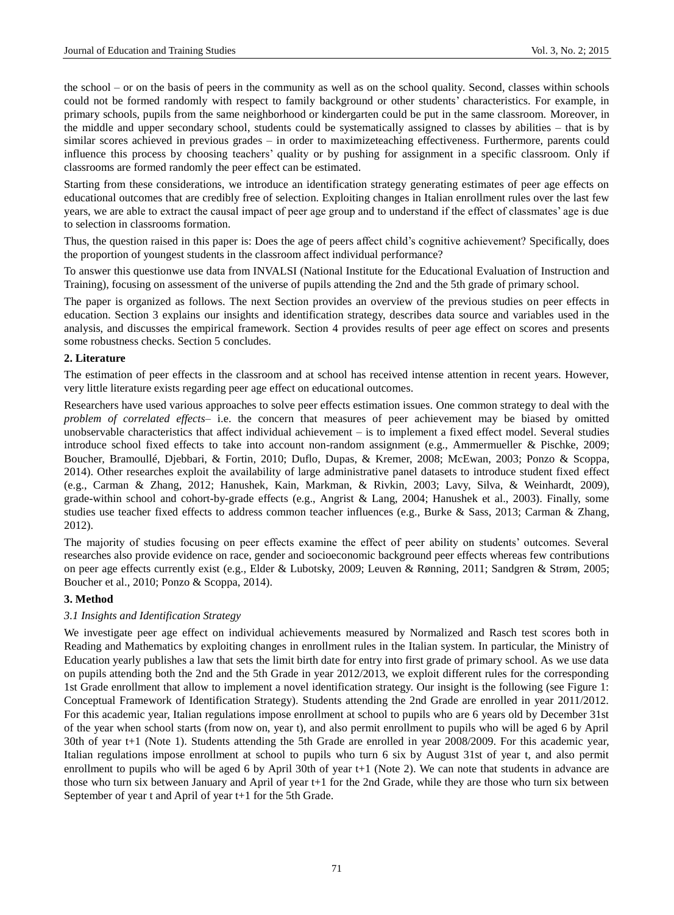the school – or on the basis of peers in the community as well as on the school quality. Second, classes within schools could not be formed randomly with respect to family background or other students' characteristics. For example, in primary schools, pupils from the same neighborhood or kindergarten could be put in the same classroom. Moreover, in the middle and upper secondary school, students could be systematically assigned to classes by abilities – that is by similar scores achieved in previous grades – in order to maximizeteaching effectiveness. Furthermore, parents could influence this process by choosing teachers' quality or by pushing for assignment in a specific classroom. Only if classrooms are formed randomly the peer effect can be estimated.

Starting from these considerations, we introduce an identification strategy generating estimates of peer age effects on educational outcomes that are credibly free of selection. Exploiting changes in Italian enrollment rules over the last few years, we are able to extract the causal impact of peer age group and to understand if the effect of classmates' age is due to selection in classrooms formation.

Thus, the question raised in this paper is: Does the age of peers affect child's cognitive achievement? Specifically, does the proportion of youngest students in the classroom affect individual performance?

To answer this questionwe use data from INVALSI (National Institute for the Educational Evaluation of Instruction and Training), focusing on assessment of the universe of pupils attending the 2nd and the 5th grade of primary school.

The paper is organized as follows. The next Section provides an overview of the previous studies on peer effects in education. Section 3 explains our insights and identification strategy, describes data source and variables used in the analysis, and discusses the empirical framework. Section 4 provides results of peer age effect on scores and presents some robustness checks. Section 5 concludes.

## 2. Literature

The estimation of peer effects in the classroom and at school has received intense attention in recent years. However, very little literature exists regarding peer age effect on educational outcomes.

Researchers have used various approaches to solve peer effects estimation issues. One common strategy to deal with the *problem of correlated effects*– i.e. the concern that measures of peer achievement may be biased by omitted unobservable characteristics that affect individual achievement – is to implement a fixed effect model. Several studies introduce school fixed effects to take into account non-random assignment (e.g., Ammermueller & Pischke, 2009; Boucher, Bramoullé, Djebbari, & Fortin, 2010; Duflo, Dupas, & Kremer, 2008; McEwan, 2003; Ponzo & Scoppa, 2014). Other researches exploit the availability of large administrative panel datasets to introduce student fixed effect (e.g., Carman & Zhang, 2012; Hanushek, Kain, Markman, & Rivkin, 2003; Lavy, Silva, & Weinhardt, 2009), grade-within school and cohort-by-grade effects (e.g., Angrist & Lang, 2004; Hanushek et al., 2003). Finally, some studies use teacher fixed effects to address common teacher influences (e.g., Burke & Sass, 2013; Carman & Zhang, 2012).

The majority of studies focusing on peer effects examine the effect of peer ability on students' outcomes. Several researches also provide evidence on race, gender and socioeconomic background peer effects whereas few contributions on peer age effects currently exist (e.g., Elder & Lubotsky, 2009; Leuven & Rønning, 2011; Sandgren & Strøm, 2005; Boucher et al., 2010; Ponzo & Scoppa, 2014).

## 3. Method

### *3.1 Insights and Identification Strategy*

We investigate peer age effect on individual achievements measured by Normalized and Rasch test scores both in Reading and Mathematics by exploiting changes in enrollment rules in the Italian system. In particular, the Ministry of Education yearly publishes a law that sets the limit birth date for entry into first grade of primary school. As we use data on pupils attending both the 2nd and the 5th Grade in year 2012/2013, we exploit different rules for the corresponding 1st Grade enrollment that allow to implement a novel identification strategy. Our insight is the following (see Figure 1: Conceptual Framework of Identification Strategy). Students attending the 2nd Grade are enrolled in year 2011/2012. For this academic year, Italian regulations impose enrollment at school to pupils who are 6 years old by December 31st of the year when school starts (from now on, year t), and also permit enrollment to pupils who will be aged 6 by April 30th of year t+1 (Note 1). Students attending the 5th Grade are enrolled in year 2008/2009. For this academic year, Italian regulations impose enrollment at school to pupils who turn 6 six by August 31st of year t, and also permit enrollment to pupils who will be aged 6 by April 30th of year t+1 (Note 2). We can note that students in advance are those who turn six between January and April of year t+1 for the 2nd Grade, while they are those who turn six between September of year t and April of year t+1 for the 5th Grade.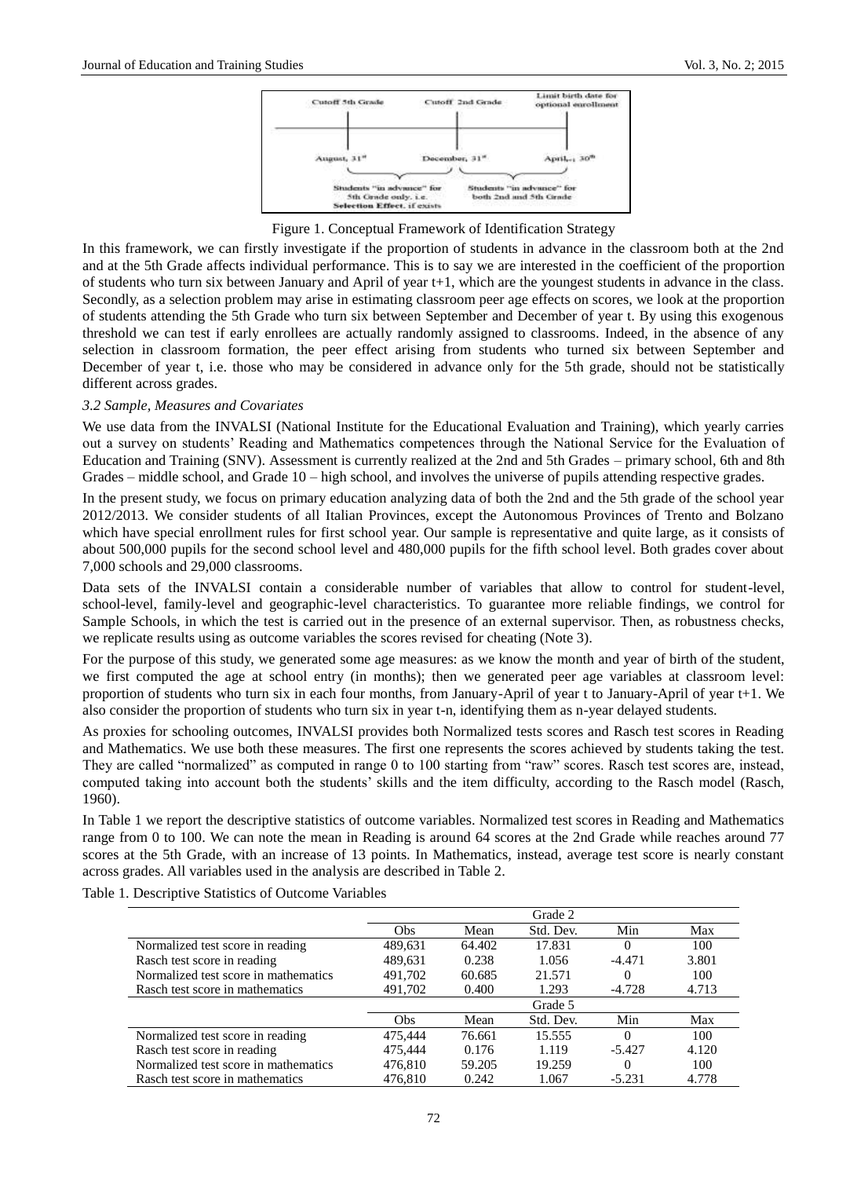Figure 1. Conceptual Framework of Identification Strategy

In this framework, we can firstly investigate if the proportion of students in advance in the classroom both at the 2nd and at the 5th Grade affects individual performance. This is to say we are interested in the coefficient of the proportion of students who turn six between January and April of year t+1, which are the youngest students in advance in the class. Secondly, as a selection problem may arise in estimating classroom peer age effects on scores, we look at the proportion of students attending the 5th Grade who turn six between September and December of year t. By using this exogenous threshold we can test if early enrollees are actually randomly assigned to classrooms. Indeed, in the absence of any selection in classroom formation, the peer effect arising from students who turned six between September and December of year t, i.e. those who may be considered in advance only for the 5th grade, should not be statistically different across grades.

### *3.2 Sample, Measures and Covariates*

We use data from the INVALSI (National Institute for the Educational Evaluation and Training), which yearly carries out a survey on students' Reading and Mathematics competences through the National Service for the Evaluation of Education and Training (SNV). Assessment is currently realized at the 2nd and 5th Grades – primary school, 6th and 8th Grades – middle school, and Grade 10 – high school, and involves the universe of pupils attending respective grades.

In the present study, we focus on primary education analyzing data of both the 2nd and the 5th grade of the school year 2012/2013. We consider students of all Italian Provinces, except the Autonomous Provinces of Trento and Bolzano which have special enrollment rules for first school year. Our sample is representative and quite large, as it consists of about 500,000 pupils for the second school level and 480,000 pupils for the fifth school level. Both grades cover about 7,000 schools and 29,000 classrooms.

Data sets of the INVALSI contain a considerable number of variables that allow to control for student-level, school-level, family-level and geographic-level characteristics. To guarantee more reliable findings, we control for Sample Schools, in which the test is carried out in the presence of an external supervisor. Then, as robustness checks, we replicate results using as outcome variables the scores revised for cheating (Note 3).

For the purpose of this study, we generated some age measures: as we know the month and year of birth of the student, we first computed the age at school entry (in months); then we generated peer age variables at classroom level: proportion of students who turn six in each four months, from January-April of year t to January-April of year t+1. We also consider the proportion of students who turn six in year t-n, identifying them as n-year delayed students.

As proxies for schooling outcomes, INVALSI provides both Normalized tests scores and Rasch test scores in Reading and Mathematics. We use both these measures. The first one represents the scores achieved by students taking the test. They are called "normalized" as computed in range 0 to 100 starting from "raw" scores. Rasch test scores are, instead, computed taking into account both the students' skills and the item difficulty, according to the Rasch model (Rasch, 1960).

In Table 1 we report the descriptive statistics of outcome variables. Normalized test scores in Reading and Mathematics range from 0 to 100. We can note the mean in Reading is around 64 scores at the 2nd Grade while reaches around 77 scores at the 5th Grade, with an increase of 13 points. In Mathematics, instead, average test score is nearly constant across grades. All variables used in the analysis are described in Table 2.

Table 1. Descriptive Statistics of Outcome Variables

| | Grade 2 | | | | |
|---|---|---|---|---|---|
| | Obs | Mean | Std. Dev. | Min | Max |
| Normalized test score in reading | 489,631 | 64.402 | 17.831 | 0 | 100 |
| Rasch test score in reading | 489,631 | 0.238 | 1.056 | -4.471 | 3.801 |
| Normalized test score in mathematics | 491,702 | 60.685 | 21.571 | 0 | 100 |
| Rasch test score in mathematics | 491,702 | 0.400 | 1.293 | -4.728 | 4.713 |
| | Grade 5 | | | | |
| | Obs | Mean | Std. Dev. | Min | Max |
| Normalized test score in reading | 475,444 | 76.661 | 15.555 | 0 | 100 |
| Rasch test score in reading | 475,444 | 0.176 | 1.119 | -5.427 | 4.120 |
| Normalized test score in mathematics | 476,810 | 59.205 | 19.259 | 0 | 100 |
| Rasch test score in mathematics | 476,810 | 0.242 | 1.067 | -5.231 | 4.778 |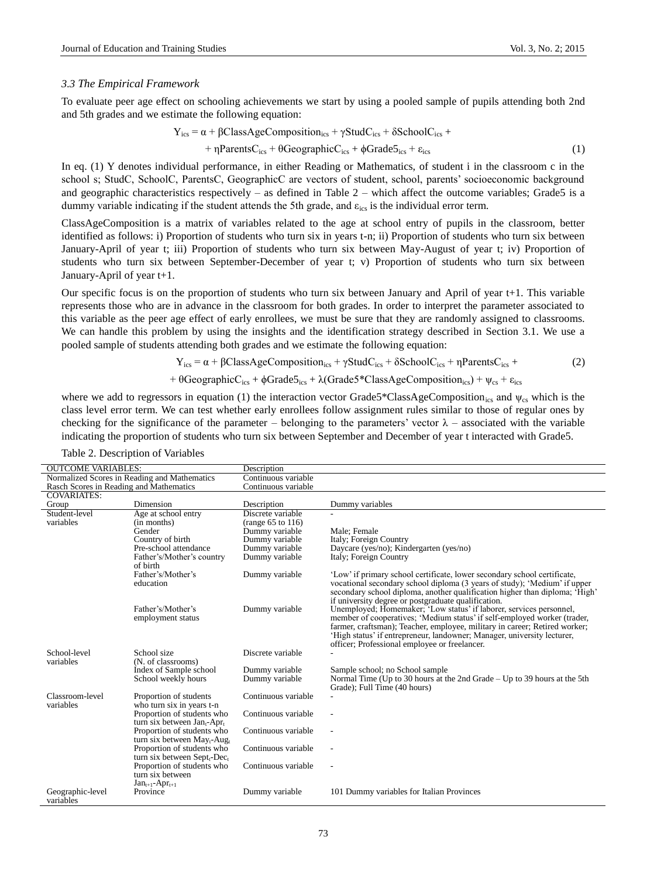### *3.3 The Empirical Framework*

To evaluate peer age effect on schooling achievements we start by using a pooled sample of pupils attending both 2nd and 5th grades and we estimate the following equation:

$$Y_{ics} = \alpha + \beta ClassAgeComposition_{ics} + \gamma StudC_{ics} + \delta SchoolC_{ics} + \eta ParentsC_{ics} + \theta GeographicC_{ics} + \phi Grade5_{ics} + \varepsilon_{ics} \quad (1)$$

In eq. (1) Y denotes individual performance, in either Reading or Mathematics, of student i in the classroom c in the school s; StudC, SchoolC, ParentsC, GeographicC are vectors of student, school, parents' socioeconomic background and geographic characteristics respectively – as defined in Table 2 – which affect the outcome variables; Grade5 is a dummy variable indicating if the student attends the 5th grade, and $\varepsilon_{ics}$ is the individual error term.

ClassAgeComposition is a matrix of variables related to the age at school entry of pupils in the classroom, better identified as follows: i) Proportion of students who turn six in years t-n; ii) Proportion of students who turn six between January-April of year t; iii) Proportion of students who turn six between May-August of year t; iv) Proportion of students who turn six between September-December of year t; v) Proportion of students who turn six between January-April of year t+1.

Our specific focus is on the proportion of students who turn six between January and April of year t+1. This variable represents those who are in advance in the classroom for both grades. In order to interpret the parameter associated to this variable as the peer age effect of early enrollees, we must be sure that they are randomly assigned to classrooms. We can handle this problem by using the insights and the identification strategy described in Section 3.1. We use a pooled sample of students attending both grades and we estimate the following equation:

$$Y_{ics} = \alpha + \beta ClassAgeComposition_{ics} + \gamma StudC_{ics} + \delta SchoolC_{ics} + \eta ParentsC_{ics} + \theta GeographicC_{ics} + \phi Grade5_{ics} + \lambda(Grade5{*}ClassAgeComposition_{ics}) + \psi_{cs} + \varepsilon_{ics} \quad (2)$$

where we add to regressors in equation (1) the interaction vector $Grade5{*}ClassAgeComposition_{ics}$ and $\psi_{cs}$ which is the class level error term. We can test whether early enrollees follow assignment rules similar to those of regular ones by checking for the significance of the parameter – belonging to the parameters' vector $\lambda$ – associated with the variable indicating the proportion of students who turn six between September and December of year t interacted with Grade5.

Table 2. Description of Variables

| OUTCOME VARIABLES: | | Description | |
|---|---|---|---|
| Normalized Scores in Reading and Mathematics | | Continuous variable | |
| Rasch Scores in Reading and Mathematics | | Continuous variable | |
| COVARIATES: | | | |
| Group | Dimension | Description | Dummy variables |
| Student-level variables | Age at school entry (in months) | Discrete variable (range 65 to 116) | - |
| | Gender | Dummy variable | Male; Female |
| | Country of birth | Dummy variable | Italy; Foreign Country |
| | Pre-school attendance | Dummy variable | Daycare (yes/no); Kindergarten (yes/no) |
| | Father's/Mother's country of birth | Dummy variable | Italy; Foreign Country |
| | Father's/Mother's education | Dummy variable | 'Low' if primary school certificate, lower secondary school certificate, vocational secondary school diploma (3 years of study); 'Medium' if upper secondary school diploma, another qualification higher than diploma; 'High' if university degree or postgraduate qualification. |
| | Father's/Mother's employment status | Dummy variable | Unemployed; Homemaker; 'Low status' if laborer, services personnel, member of cooperatives; 'Medium status' if self-employed worker (trader, farmer, craftsman); Teacher, employee, military in career; Retired worker; 'High status' if entrepreneur, landowner; Manager, university lecturer, officer; Professional employee or freelancer. |
| School-level variables | School size (N. of classrooms) | Discrete variable | - |
| | Index of Sample school | Dummy variable | Sample school; no School sample |
| | School weekly hours | Dummy variable | Normal Time (Up to 30 hours at the 2nd Grade – Up to 39 hours at the 5th Grade); Full Time (40 hours) |
| Classroom-level variables | Proportion of students who turn six in years t-n | Continuous variable | - |
| | Proportion of students who turn six between $Jan_t$-$Apr_t$ | Continuous variable | - |
| | Proportion of students who turn six between $May_t$-$Aug_t$ | Continuous variable | - |
| | Proportion of students who turn six between $Sept_t$-$Dec_t$ | Continuous variable | - |
| | Proportion of students who turn six between $Jan_{t+1}$-$Apr_{t+1}$ | Continuous variable | - |
| Geographic-level variables | Province | Dummy variable | 101 Dummy variables for Italian Provinces |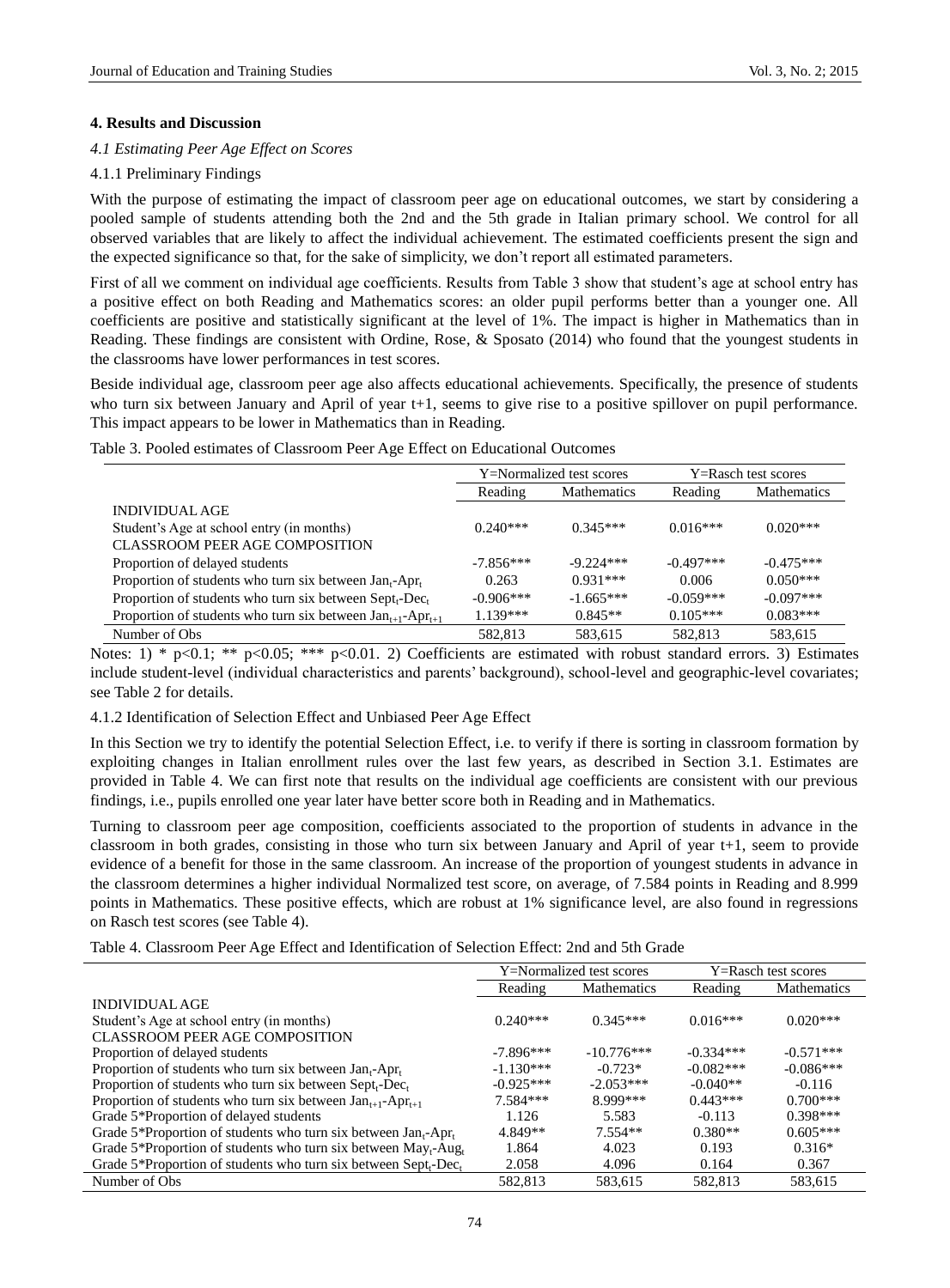### 4. Results and Discussion

#### *4.1 Estimating Peer Age Effect on Scores*

4.1.1 Preliminary Findings

With the purpose of estimating the impact of classroom peer age on educational outcomes, we start by considering a pooled sample of students attending both the 2nd and the 5th grade in Italian primary school. We control for all observed variables that are likely to affect the individual achievement. The estimated coefficients present the sign and the expected significance so that, for the sake of simplicity, we don't report all estimated parameters.

First of all we comment on individual age coefficients. Results from Table 3 show that student's age at school entry has a positive effect on both Reading and Mathematics scores: an older pupil performs better than a younger one. All coefficients are positive and statistically significant at the level of 1%. The impact is higher in Mathematics than in Reading. These findings are consistent with Ordine, Rose, & Sposato (2014) who found that the youngest students in the classrooms have lower performances in test scores.

Beside individual age, classroom peer age also affects educational achievements. Specifically, the presence of students who turn six between January and April of year t+1, seems to give rise to a positive spillover on pupil performance. This impact appears to be lower in Mathematics than in Reading.

Table 3. Pooled estimates of Classroom Peer Age Effect on Educational Outcomes

| | Y=Normalized test scores | | Y=Rasch test scores | |
|---|---|---|---|---|
| | Reading | Mathematics | Reading | Mathematics |
| INDIVIDUAL AGE | | | | |
| Student's Age at school entry (in months) | 0.240*** | 0.345*** | 0.016*** | 0.020*** |
| CLASSROOM PEER AGE COMPOSITION | | | | |
| Proportion of delayed students | -7.856*** | -9.224*** | -0.497*** | -0.475*** |
| Proportion of students who turn six between $Jan_t$-$Apr_t$ | 0.263 | 0.931*** | 0.006 | 0.050*** |
| Proportion of students who turn six between $Sept_t$-$Dec_t$ | -0.906*** | -1.665*** | -0.059*** | -0.097*** |
| Proportion of students who turn six between $Jan_{t+1}$-$Apr_{t+1}$ | 1.139*** | 0.845** | 0.105*** | 0.083*** |
| Number of Obs | 582,813 | 583,615 | 582,813 | 583,615 |

Notes: 1) * p<0.1; ** p<0.05; *** p<0.01. 2) Coefficients are estimated with robust standard errors. 3) Estimates include student-level (individual characteristics and parents' background), school-level and geographic-level covariates; see Table 2 for details.

4.1.2 Identification of Selection Effect and Unbiased Peer Age Effect

In this Section we try to identify the potential Selection Effect, i.e. to verify if there is sorting in classroom formation by exploiting changes in Italian enrollment rules over the last few years, as described in Section 3.1. Estimates are provided in Table 4. We can first note that results on the individual age coefficients are consistent with our previous findings, i.e., pupils enrolled one year later have better score both in Reading and in Mathematics.

Turning to classroom peer age composition, coefficients associated to the proportion of students in advance in the classroom in both grades, consisting in those who turn six between January and April of year t+1, seem to provide evidence of a benefit for those in the same classroom. An increase of the proportion of youngest students in advance in the classroom determines a higher individual Normalized test score, on average, of 7.584 points in Reading and 8.999 points in Mathematics. These positive effects, which are robust at 1% significance level, are also found in regressions on Rasch test scores (see Table 4).

Table 4. Classroom Peer Age Effect and Identification of Selection Effect: 2nd and 5th Grade

| | Y=Normalized test scores | | Y=Rasch test scores | |
|---|---|---|---|---|
| | Reading | Mathematics | Reading | Mathematics |
| INDIVIDUAL AGE | | | | |
| Student's Age at school entry (in months) | 0.240*** | 0.345*** | 0.016*** | 0.020*** |
| CLASSROOM PEER AGE COMPOSITION | | | | |
| Proportion of delayed students | -7.896*** | -10.776*** | -0.334*** | -0.571*** |
| Proportion of students who turn six between $Jan_t$-$Apr_t$ | -1.130*** | -0.723* | -0.082*** | -0.086*** |
| Proportion of students who turn six between $Sept_t$-$Dec_t$ | -0.925*** | -2.053*** | -0.040** | -0.116 |
| Proportion of students who turn six between $Jan_{t+1}$-$Apr_{t+1}$ | 7.584*** | 8.999*** | 0.443*** | 0.700*** |
| Grade 5*Proportion of delayed students | 1.126 | 5.583 | -0.113 | 0.398*** |
| Grade 5*Proportion of students who turn six between $Jan_t$-$Apr_t$ | 4.849** | 7.554** | 0.380** | 0.605*** |
| Grade 5*Proportion of students who turn six between $May_t$-$Aug_t$ | 1.864 | 4.023 | 0.193 | 0.316* |
| Grade 5*Proportion of students who turn six between $Sept_t$-$Dec_t$ | 2.058 | 4.096 | 0.164 | 0.367 |
| Number of Obs | 582,813 | 583,615 | 582,813 | 583,615 |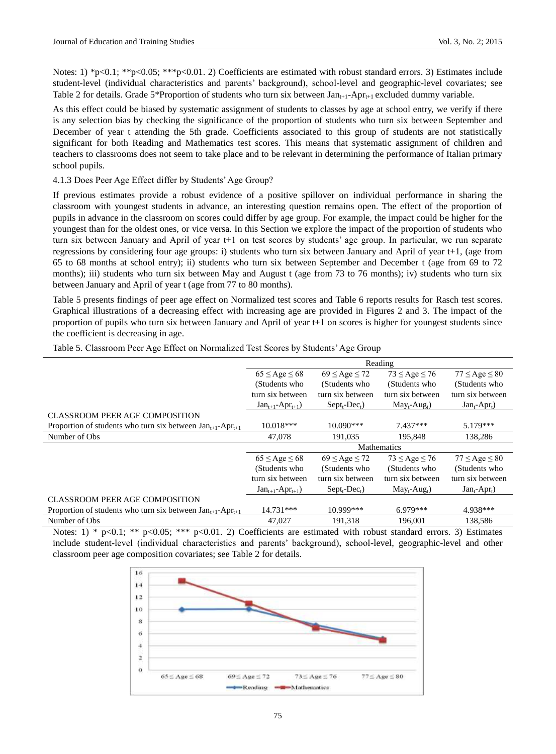Notes: 1) *p<0.1; **p<0.05; ***p<0.01. 2) Coefficients are estimated with robust standard errors. 3) Estimates include student-level (individual characteristics and parents' background), school-level and geographic-level covariates; see Table 2 for details. Grade 5*Proportion of students who turn six between $Jan_{t+1}$-$Apr_{t+1}$ excluded dummy variable.

As this effect could be biased by systematic assignment of students to classes by age at school entry, we verify if there is any selection bias by checking the significance of the proportion of students who turn six between September and December of year t attending the 5th grade. Coefficients associated to this group of students are not statistically significant for both Reading and Mathematics test scores. This means that systematic assignment of children and teachers to classrooms does not seem to take place and to be relevant in determining the performance of Italian primary school pupils.

#### 4.1.3 Does Peer Age Effect differ by Students' Age Group?

If previous estimates provide a robust evidence of a positive spillover on individual performance in sharing the classroom with youngest students in advance, an interesting question remains open. The effect of the proportion of pupils in advance in the classroom on scores could differ by age group. For example, the impact could be higher for the youngest than for the oldest ones, or vice versa. In this Section we explore the impact of the proportion of students who turn six between January and April of year t+1 on test scores by students' age group. In particular, we run separate regressions by considering four age groups: i) students who turn six between January and April of year t+1, (age from 65 to 68 months at school entry); ii) students who turn six between September and December t (age from 69 to 72 months); iii) students who turn six between May and August t (age from 73 to 76 months); iv) students who turn six between January and April of year t (age from 77 to 80 months).

Table 5 presents findings of peer age effect on Normalized test scores and Table 6 reports results for Rasch test scores. Graphical illustrations of a decreasing effect with increasing age are provided in Figures 2 and 3. The impact of the proportion of pupils who turn six between January and April of year t+1 on scores is higher for youngest students since the coefficient is decreasing in age.

Table 5. Classroom Peer Age Effect on Normalized Test Scores by Students' Age Group

| | Reading | | | |
|---|---|---|---|---|
| | $65 \leq Age \leq 68$ (Students who turn six between $Jan_{t+1}$-$Apr_{t+1}$) | $69 \leq Age \leq 72$ (Students who turn six between $Sept_t$-$Dec_t$) | $73 \leq Age \leq 76$ (Students who turn six between $May_t$-$Aug_t$) | $77 \leq Age \leq 80$ (Students who turn six between $Jan_t$-$Apr_t$) |
| CLASSROOM PEER AGE COMPOSITION | | | | |
| Proportion of students who turn six between $Jan_{t+1}$-$Apr_{t+1}$ | 10.018*** | 10.090*** | 7.437*** | 5.179*** |
| Number of Obs | 47,078 | 191,035 | 195,848 | 138,286 |
| | Mathematics | | | |
| | $65 \leq Age \leq 68$ (Students who turn six between $Jan_{t+1}$-$Apr_{t+1}$) | $69 \leq Age \leq 72$ (Students who turn six between $Sept_t$-$Dec_t$) | $73 \leq Age \leq 76$ (Students who turn six between $May_t$-$Aug_t$) | $77 \leq Age \leq 80$ (Students who turn six between $Jan_t$-$Apr_t$) |
| CLASSROOM PEER AGE COMPOSITION | | | | |
| Proportion of students who turn six between $Jan_{t+1}$-$Apr_{t+1}$ | 14.731*** | 10.999*** | 6.979*** | 4.938*** |
| Number of Obs | 47,027 | 191,318 | 196,001 | 138,586 |

Notes: 1) * p<0.1; ** p<0.05; *** p<0.01. 2) Coefficients are estimated with robust standard errors. 3) Estimates include student-level (individual characteristics and parents' background), school-level, geographic-level and other classroom peer age composition covariates; see Table 2 for details.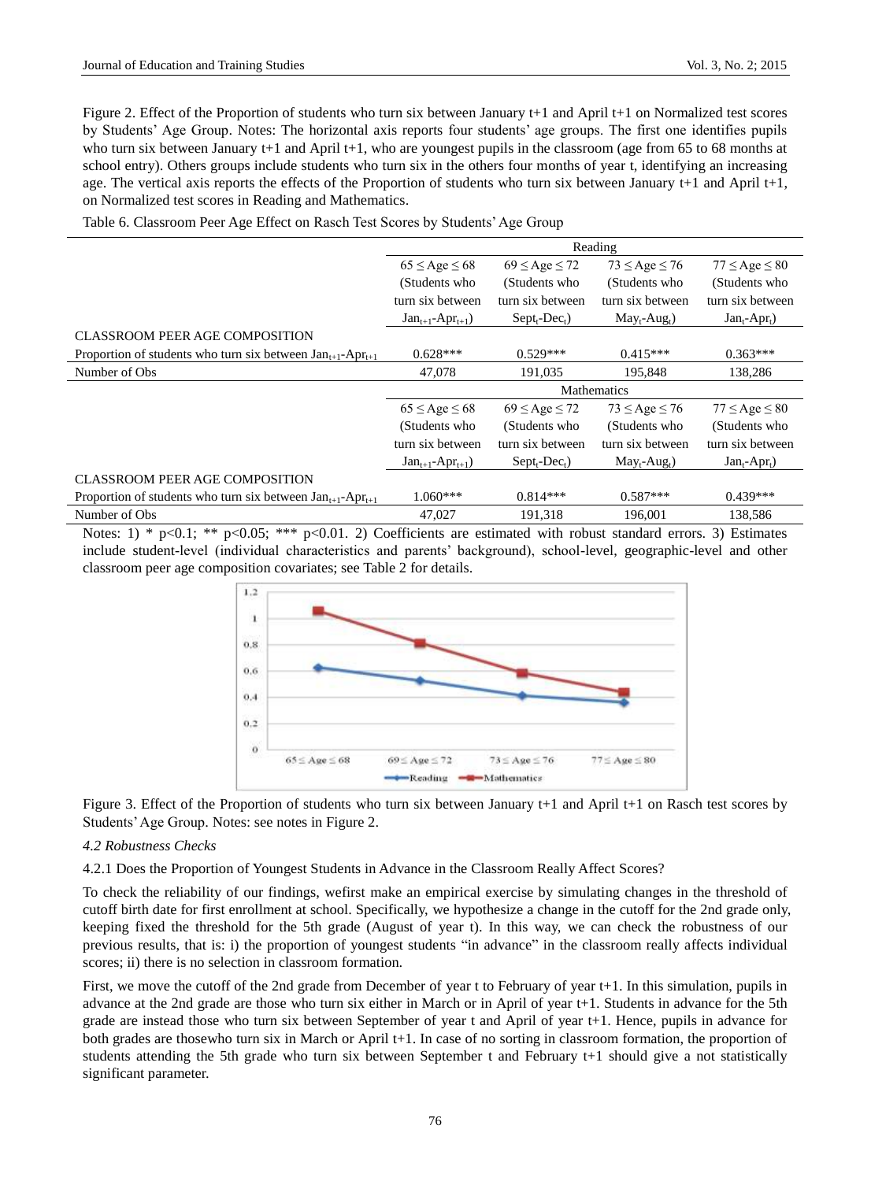Figure 2. Effect of the Proportion of students who turn six between January t+1 and April t+1 on Normalized test scores by Students' Age Group. Notes: The horizontal axis reports four students' age groups. The first one identifies pupils who turn six between January t+1 and April t+1, who are youngest pupils in the classroom (age from 65 to 68 months at school entry). Others groups include students who turn six in the others four months of year t, identifying an increasing age. The vertical axis reports the effects of the Proportion of students who turn six between January t+1 and April t+1, on Normalized test scores in Reading and Mathematics.

Table 6. Classroom Peer Age Effect on Rasch Test Scores by Students' Age Group

| | Reading | | | |
|---|---|---|---|---|
| | $65 \leq Age \leq 68$ (Students who turn six between $Jan_{t+1}$-$Apr_{t+1}$) | $69 \leq Age \leq 72$ (Students who turn six between $Sept_t$-$Dec_t$) | $73 \leq Age \leq 76$ (Students who turn six between $May_t$-$Aug_t$) | $77 \leq Age \leq 80$ (Students who turn six between $Jan_t$-$Apr_t$) |
| CLASSROOM PEER AGE COMPOSITION | | | | |
| Proportion of students who turn six between $Jan_{t+1}$-$Apr_{t+1}$ | 0.628*** | 0.529*** | 0.415*** | 0.363*** |
| Number of Obs | 47,078 | 191,035 | 195,848 | 138,286 |
| | Mathematics | | | |
| | $65 \leq Age \leq 68$ (Students who turn six between $Jan_{t+1}$-$Apr_{t+1}$) | $69 \leq Age \leq 72$ (Students who turn six between $Sept_t$-$Dec_t$) | $73 \leq Age \leq 76$ (Students who turn six between $May_t$-$Aug_t$) | $77 \leq Age \leq 80$ (Students who turn six between $Jan_t$-$Apr_t$) |
| CLASSROOM PEER AGE COMPOSITION | | | | |
| Proportion of students who turn six between $Jan_{t+1}$-$Apr_{t+1}$ | 1.060*** | 0.814*** | 0.587*** | 0.439*** |
| Number of Obs | 47,027 | 191,318 | 196,001 | 138,586 |

Notes: 1) * $p<0.1$; ** $p<0.05$; *** $p<0.01$. 2) Coefficients are estimated with robust standard errors. 3) Estimates include student-level (individual characteristics and parents' background), school-level, geographic-level and other classroom peer age composition covariates; see Table 2 for details.

Figure 3. Effect of the Proportion of students who turn six between January t+1 and April t+1 on Rasch test scores by Students' Age Group. Notes: see notes in Figure 2.

### *4.2 Robustness Checks*

#### 4.2.1 Does the Proportion of Youngest Students in Advance in the Classroom Really Affect Scores?

To check the reliability of our findings, wefirst make an empirical exercise by simulating changes in the threshold of cutoff birth date for first enrollment at school. Specifically, we hypothesize a change in the cutoff for the 2nd grade only, keeping fixed the threshold for the 5th grade (August of year t). In this way, we can check the robustness of our previous results, that is: i) the proportion of youngest students "in advance" in the classroom really affects individual scores; ii) there is no selection in classroom formation.

First, we move the cutoff of the 2nd grade from December of year t to February of year t+1. In this simulation, pupils in advance at the 2nd grade are those who turn six either in March or in April of year t+1. Students in advance for the 5th grade are instead those who turn six between September of year t and April of year t+1. Hence, pupils in advance for both grades are thosewho turn six in March or April t+1. In case of no sorting in classroom formation, the proportion of students attending the 5th grade who turn six between September t and February t+1 should give a not statistically significant parameter.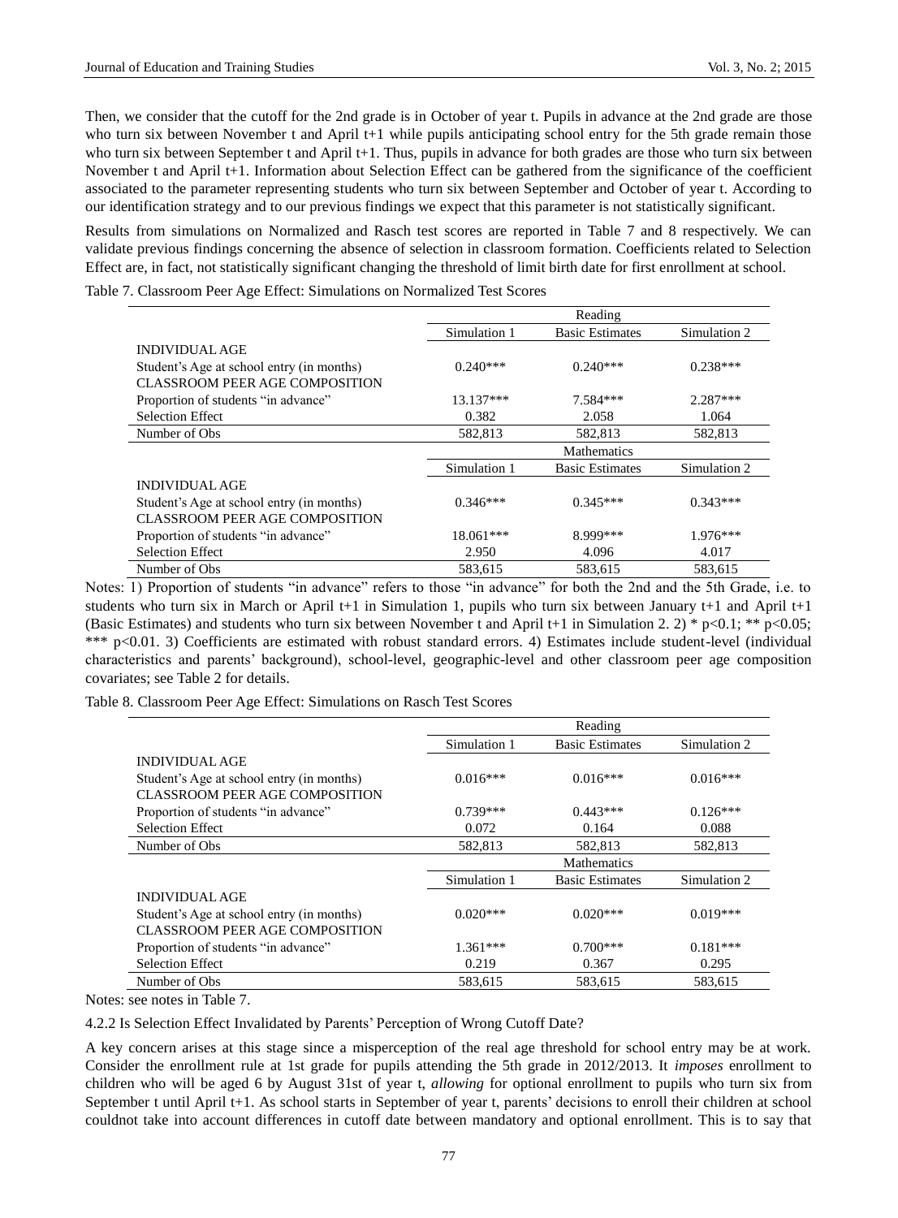Then, we consider that the cutoff for the 2nd grade is in October of year t. Pupils in advance at the 2nd grade are those who turn six between November t and April t+1 while pupils anticipating school entry for the 5th grade remain those who turn six between September t and April t+1. Thus, pupils in advance for both grades are those who turn six between November t and April t+1. Information about Selection Effect can be gathered from the significance of the coefficient associated to the parameter representing students who turn six between September and October of year t. According to our identification strategy and to our previous findings we expect that this parameter is not statistically significant.

Results from simulations on Normalized and Rasch test scores are reported in Table 7 and 8 respectively. We can validate previous findings concerning the absence of selection in classroom formation. Coefficients related to Selection Effect are, in fact, not statistically significant changing the threshold of limit birth date for first enrollment at school.

Table 7. Classroom Peer Age Effect: Simulations on Normalized Test Scores

| | Reading | | |
|---|---|---|---|
| | Simulation 1 | Basic Estimates | Simulation 2 |
| INDIVIDUAL AGE | | | |
| Student's Age at school entry (in months) | 0.240*** | 0.240*** | 0.238*** |
| CLASSROOM PEER AGE COMPOSITION | | | |
| Proportion of students "in advance" | 13.137*** | 7.584*** | 2.287*** |
| Selection Effect | 0.382 | 2.058 | 1.064 |
| Number of Obs | 582,813 | 582,813 | 582,813 |
| | Mathematics | | |
| | Simulation 1 | Basic Estimates | Simulation 2 |
| INDIVIDUAL AGE | | | |
| Student's Age at school entry (in months) | 0.346*** | 0.345*** | 0.343*** |
| CLASSROOM PEER AGE COMPOSITION | | | |
| Proportion of students "in advance" | 18.061*** | 8.999*** | 1.976*** |
| Selection Effect | 2.950 | 4.096 | 4.017 |
| Number of Obs | 583,615 | 583,615 | 583,615 |

Notes: 1) Proportion of students "in advance" refers to those "in advance" for both the 2nd and the 5th Grade, i.e. to students who turn six in March or April t+1 in Simulation 1, pupils who turn six between January t+1 and April t+1 (Basic Estimates) and students who turn six between November t and April t+1 in Simulation 2. 2) * $p<0.1$; ** $p<0.05$; *** $p<0.01$. 3) Coefficients are estimated with robust standard errors. 4) Estimates include student-level (individual characteristics and parents' background), school-level, geographic-level and other classroom peer age composition covariates; see Table 2 for details.

Table 8. Classroom Peer Age Effect: Simulations on Rasch Test Scores

| | Reading | | |
|---|---|---|---|
| | Simulation 1 | Basic Estimates | Simulation 2 |
| INDIVIDUAL AGE | | | |
| Student's Age at school entry (in months) | 0.016*** | 0.016*** | 0.016*** |
| CLASSROOM PEER AGE COMPOSITION | | | |
| Proportion of students "in advance" | 0.739*** | 0.443*** | 0.126*** |
| Selection Effect | 0.072 | 0.164 | 0.088 |
| Number of Obs | 582,813 | 582,813 | 582,813 |
| | Mathematics | | |
| | Simulation 1 | Basic Estimates | Simulation 2 |
| INDIVIDUAL AGE | | | |
| Student's Age at school entry (in months) | 0.020*** | 0.020*** | 0.019*** |
| CLASSROOM PEER AGE COMPOSITION | | | |
| Proportion of students "in advance" | 1.361*** | 0.700*** | 0.181*** |
| Selection Effect | 0.219 | 0.367 | 0.295 |
| Number of Obs | 583,615 | 583,615 | 583,615 |

Notes: see notes in Table 7.

#### 4.2.2 Is Selection Effect Invalidated by Parents' Perception of Wrong Cutoff Date?

A key concern arises at this stage since a misperception of the real age threshold for school entry may be at work. Consider the enrollment rule at 1st grade for pupils attending the 5th grade in 2012/2013. It *imposes* enrollment to children who will be aged 6 by August 31st of year t, *allowing* for optional enrollment to pupils who turn six from September t until April t+1. As school starts in September of year t, parents' decisions to enroll their children at school couldnot take into account differences in cutoff date between mandatory and optional enrollment. This is to say that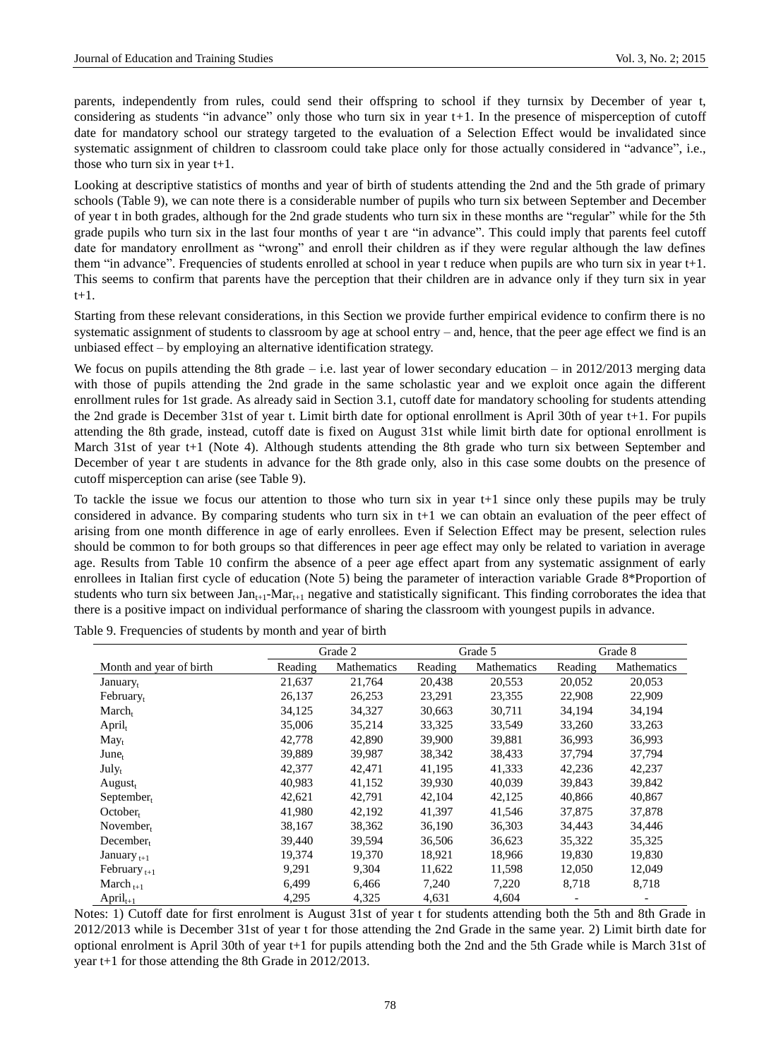parents, independently from rules, could send their offspring to school if they turnsix by December of year t, considering as students "in advance" only those who turn six in year t+1. In the presence of misperception of cutoff date for mandatory school our strategy targeted to the evaluation of a Selection Effect would be invalidated since systematic assignment of children to classroom could take place only for those actually considered in "advance", i.e., those who turn six in year t+1.

Looking at descriptive statistics of months and year of birth of students attending the 2nd and the 5th grade of primary schools (Table 9), we can note there is a considerable number of pupils who turn six between September and December of year t in both grades, although for the 2nd grade students who turn six in these months are "regular" while for the 5th grade pupils who turn six in the last four months of year t are "in advance". This could imply that parents feel cutoff date for mandatory enrollment as "wrong" and enroll their children as if they were regular although the law defines them "in advance". Frequencies of students enrolled at school in year t reduce when pupils are who turn six in year t+1. This seems to confirm that parents have the perception that their children are in advance only if they turn six in year t+1.

Starting from these relevant considerations, in this Section we provide further empirical evidence to confirm there is no systematic assignment of students to classroom by age at school entry – and, hence, that the peer age effect we find is an unbiased effect – by employing an alternative identification strategy.

We focus on pupils attending the 8th grade – i.e. last year of lower secondary education – in 2012/2013 merging data with those of pupils attending the 2nd grade in the same scholastic year and we exploit once again the different enrollment rules for 1st grade. As already said in Section 3.1, cutoff date for mandatory schooling for students attending the 2nd grade is December 31st of year t. Limit birth date for optional enrollment is April 30th of year t+1. For pupils attending the 8th grade, instead, cutoff date is fixed on August 31st while limit birth date for optional enrollment is March 31st of year t+1 (Note 4). Although students attending the 8th grade who turn six between September and December of year t are students in advance for the 8th grade only, also in this case some doubts on the presence of cutoff misperception can arise (see Table 9).

To tackle the issue we focus our attention to those who turn six in year t+1 since only these pupils may be truly considered in advance. By comparing students who turn six in t+1 we can obtain an evaluation of the peer effect of arising from one month difference in age of early enrollees. Even if Selection Effect may be present, selection rules should be common to for both groups so that differences in peer age effect may only be related to variation in average age. Results from Table 10 confirm the absence of a peer age effect apart from any systematic assignment of early enrollees in Italian first cycle of education (Note 5) being the parameter of interaction variable Grade 8*Proportion of students who turn six between $\text{Jan}_{t+1}$-$\text{Mar}_{t+1}$ negative and statistically significant. This finding corroborates the idea that there is a positive impact on individual performance of sharing the classroom with youngest pupils in advance.

Table 9. Frequencies of students by month and year of birth

| | Grade 2 | | Grade 5 | | Grade 8 | |
|---|---|---|---|---|---|---|
| Month and year of birth | Reading | Mathematics | Reading | Mathematics | Reading | Mathematics |
| $\text{January}_t$ | 21,637 | 21,764 | 20,438 | 20,553 | 20,052 | 20,053 |
| $\text{February}_t$ | 26,137 | 26,253 | 23,291 | 23,355 | 22,908 | 22,909 |
| $\text{March}_t$ | 34,125 | 34,327 | 30,663 | 30,711 | 34,194 | 34,194 |
| $\text{April}_t$ | 35,006 | 35,214 | 33,325 | 33,549 | 33,260 | 33,263 |
| $\text{May}_t$ | 42,778 | 42,890 | 39,900 | 39,881 | 36,993 | 36,993 |
| $\text{June}_t$ | 39,889 | 39,987 | 38,342 | 38,433 | 37,794 | 37,794 |
| $\text{July}_t$ | 42,377 | 42,471 | 41,195 | 41,333 | 42,236 | 42,237 |
| $\text{August}_t$ | 40,983 | 41,152 | 39,930 | 40,039 | 39,843 | 39,842 |
| $\text{September}_t$ | 42,621 | 42,791 | 42,104 | 42,125 | 40,866 | 40,867 |
| $\text{October}_t$ | 41,980 | 42,192 | 41,397 | 41,546 | 37,875 | 37,878 |
| $\text{November}_t$ | 38,167 | 38,362 | 36,190 | 36,303 | 34,443 | 34,446 |
| $\text{December}_t$ | 39,440 | 39,594 | 36,506 | 36,623 | 35,322 | 35,325 |
| $\text{January}_{t+1}$ | 19,374 | 19,370 | 18,921 | 18,966 | 19,830 | 19,830 |
| $\text{February}_{t+1}$ | 9,291 | 9,304 | 11,622 | 11,598 | 12,050 | 12,049 |
| $\text{March}_{t+1}$ | 6,499 | 6,466 | 7,240 | 7,220 | 8,718 | 8,718 |
| $\text{April}_{t+1}$ | 4,295 | 4,325 | 4,631 | 4,604 | - | - |

Notes: 1) Cutoff date for first enrolment is August 31st of year t for students attending both the 5th and 8th Grade in 2012/2013 while is December 31st of year t for those attending the 2nd Grade in the same year. 2) Limit birth date for optional enrolment is April 30th of year t+1 for pupils attending both the 2nd and the 5th Grade while is March 31st of year t+1 for those attending the 8th Grade in 2012/2013.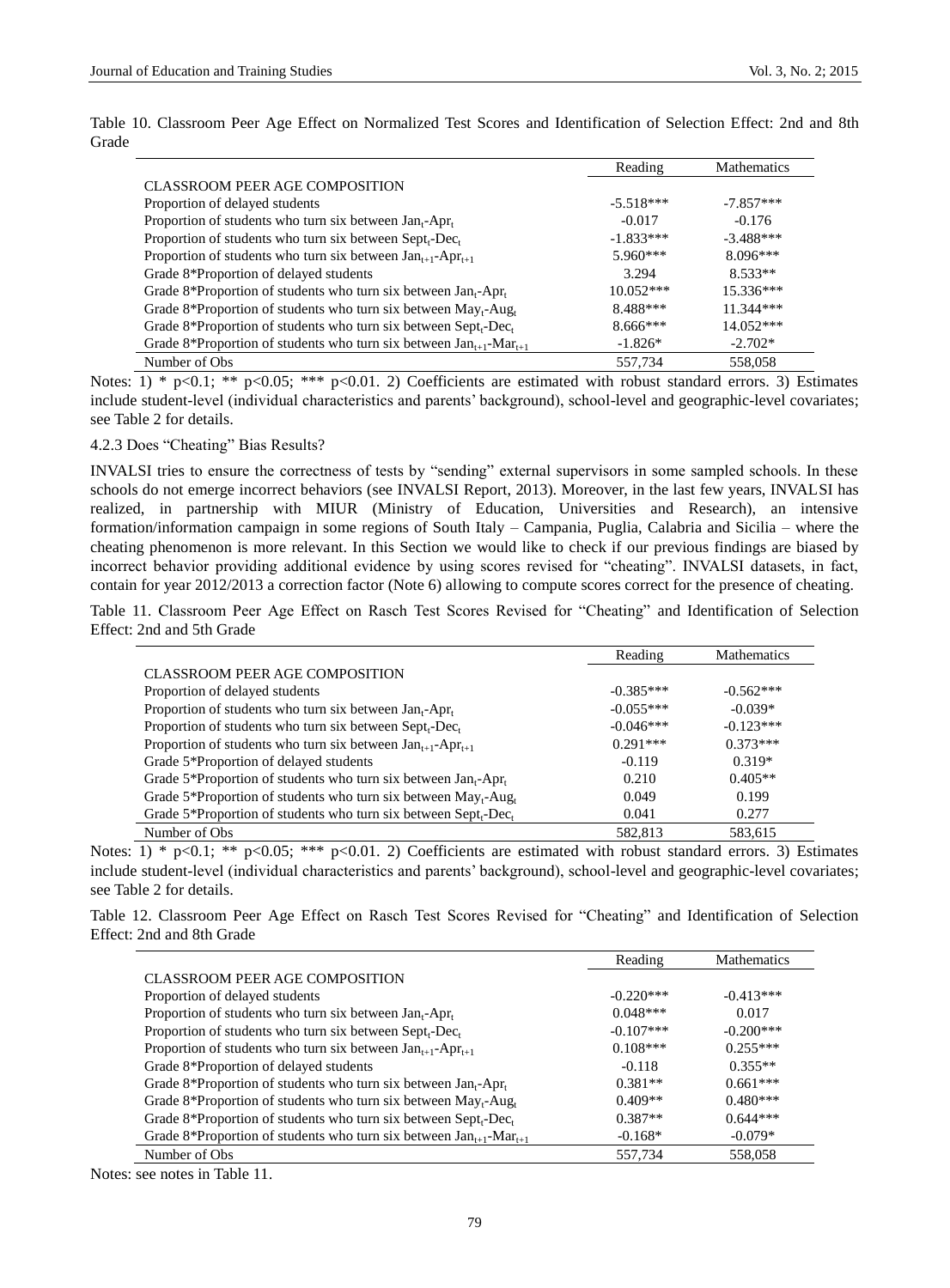Table 10. Classroom Peer Age Effect on Normalized Test Scores and Identification of Selection Effect: 2nd and 8th Grade

| | Reading | Mathematics |
|---|---|---|
| CLASSROOM PEER AGE COMPOSITION | | |
| Proportion of delayed students | -5.518*** | -7.857*** |
| Proportion of students who turn six between $Jan_t$-$Apr_t$ | -0.017 | -0.176 |
| Proportion of students who turn six between $Sept_t$-$Dec_t$ | -1.833*** | -3.488*** |
| Proportion of students who turn six between $Jan_{t+1}$-$Apr_{t+1}$ | 5.960*** | 8.096*** |
| Grade 8*Proportion of delayed students | 3.294 | 8.533** |
| Grade 8*Proportion of students who turn six between $Jan_t$-$Apr_t$ | 10.052*** | 15.336*** |
| Grade 8*Proportion of students who turn six between $May_t$-$Aug_t$ | 8.488*** | 11.344*** |
| Grade 8*Proportion of students who turn six between $Sept_t$-$Dec_t$ | 8.666*** | 14.052*** |
| Grade 8*Proportion of students who turn six between $Jan_{t+1}$-$Mar_{t+1}$ | -1.826* | -2.702* |
| Number of Obs | 557,734 | 558,058 |

Notes: 1) * p<0.1; ** p<0.05; *** p<0.01. 2) Coefficients are estimated with robust standard errors. 3) Estimates include student-level (individual characteristics and parents' background), school-level and geographic-level covariates; see Table 2 for details.

#### 4.2.3 Does "Cheating" Bias Results?

INVALSI tries to ensure the correctness of tests by "sending" external supervisors in some sampled schools. In these schools do not emerge incorrect behaviors (see INVALSI Report, 2013). Moreover, in the last few years, INVALSI has realized, in partnership with MIUR (Ministry of Education, Universities and Research), an intensive formation/information campaign in some regions of South Italy – Campania, Puglia, Calabria and Sicilia – where the cheating phenomenon is more relevant. In this Section we would like to check if our previous findings are biased by incorrect behavior providing additional evidence by using scores revised for "cheating". INVALSI datasets, in fact, contain for year 2012/2013 a correction factor (Note 6) allowing to compute scores correct for the presence of cheating.

Table 11. Classroom Peer Age Effect on Rasch Test Scores Revised for "Cheating" and Identification of Selection Effect: 2nd and 5th Grade

| | Reading | Mathematics |
|---|---|---|
| CLASSROOM PEER AGE COMPOSITION | | |
| Proportion of delayed students | -0.385*** | -0.562*** |
| Proportion of students who turn six between $Jan_t$-$Apr_t$ | -0.055*** | -0.039* |
| Proportion of students who turn six between $Sept_t$-$Dec_t$ | -0.046*** | -0.123*** |
| Proportion of students who turn six between $Jan_{t+1}$-$Apr_{t+1}$ | 0.291*** | 0.373*** |
| Grade 5*Proportion of delayed students | -0.119 | 0.319* |
| Grade 5*Proportion of students who turn six between $Jan_t$-$Apr_t$ | 0.210 | 0.405** |
| Grade 5*Proportion of students who turn six between $May_t$-$Aug_t$ | 0.049 | 0.199 |
| Grade 5*Proportion of students who turn six between $Sept_t$-$Dec_t$ | 0.041 | 0.277 |
| Number of Obs | 582,813 | 583,615 |

Notes: 1) * p<0.1; ** p<0.05; *** p<0.01. 2) Coefficients are estimated with robust standard errors. 3) Estimates include student-level (individual characteristics and parents' background), school-level and geographic-level covariates; see Table 2 for details.

Table 12. Classroom Peer Age Effect on Rasch Test Scores Revised for "Cheating" and Identification of Selection Effect: 2nd and 8th Grade

| | Reading | Mathematics |
|---|---|---|
| CLASSROOM PEER AGE COMPOSITION | | |
| Proportion of delayed students | -0.220*** | -0.413*** |
| Proportion of students who turn six between $Jan_t$-$Apr_t$ | 0.048*** | 0.017 |
| Proportion of students who turn six between $Sept_t$-$Dec_t$ | -0.107*** | -0.200*** |
| Proportion of students who turn six between $Jan_{t+1}$-$Apr_{t+1}$ | 0.108*** | 0.255*** |
| Grade 8*Proportion of delayed students | -0.118 | 0.355** |
| Grade 8*Proportion of students who turn six between $Jan_t$-$Apr_t$ | 0.381** | 0.661*** |
| Grade 8*Proportion of students who turn six between $May_t$-$Aug_t$ | 0.409** | 0.480*** |
| Grade 8*Proportion of students who turn six between $Sept_t$-$Dec_t$ | 0.387** | 0.644*** |
| Grade 8*Proportion of students who turn six between $Jan_{t+1}$-$Mar_{t+1}$ | -0.168* | -0.079* |
| Number of Obs | 557,734 | 558,058 |

Notes: see notes in Table 11.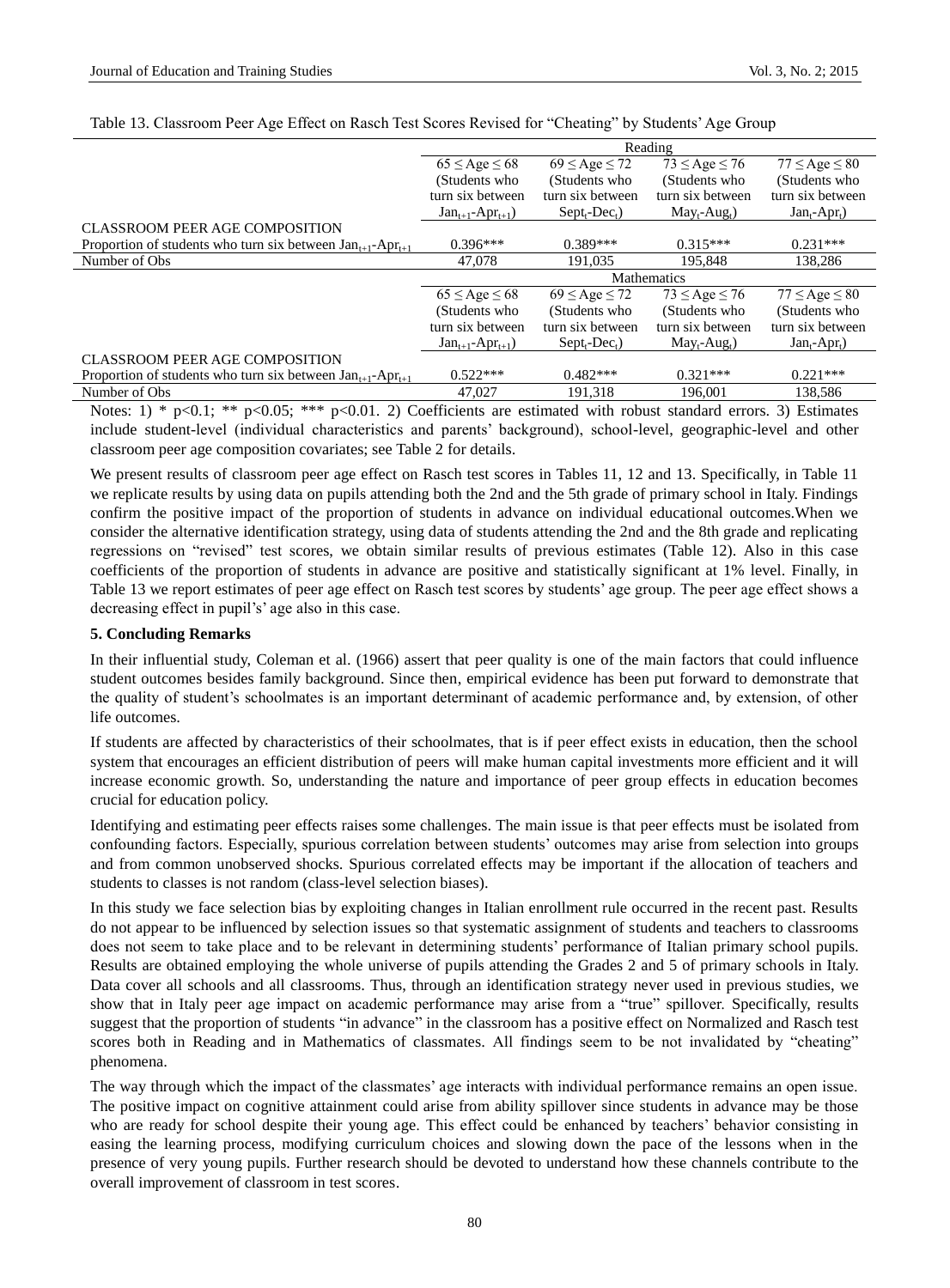Table 13. Classroom Peer Age Effect on Rasch Test Scores Revised for "Cheating" by Students' Age Group

| | Reading | | | |
|---|---|---|---|---|
| | $65 \leq Age \leq 68$ (Students who turn six between $Jan_{t+1}$-$Apr_{t+1}$) | $69 \leq Age \leq 72$ (Students who turn six between $Sept_t$-$Dec_t$) | $73 \leq Age \leq 76$ (Students who turn six between $May_t$-$Aug_t$) | $77 \leq Age \leq 80$ (Students who turn six between $Jan_t$-$Apr_t$) |
| CLASSROOM PEER AGE COMPOSITION | | | | |
| Proportion of students who turn six between $Jan_{t+1}$-$Apr_{t+1}$ | 0.396*** | 0.389*** | 0.315*** | 0.231*** |
| Number of Obs | 47,078 | 191,035 | 195,848 | 138,286 |
| | Mathematics | | | |
| | $65 \leq Age \leq 68$ (Students who turn six between $Jan_{t+1}$-$Apr_{t+1}$) | $69 \leq Age \leq 72$ (Students who turn six between $Sept_t$-$Dec_t$) | $73 \leq Age \leq 76$ (Students who turn six between $May_t$-$Aug_t$) | $77 \leq Age \leq 80$ (Students who turn six between $Jan_t$-$Apr_t$) |
| CLASSROOM PEER AGE COMPOSITION | | | | |
| Proportion of students who turn six between $Jan_{t+1}$-$Apr_{t+1}$ | 0.522*** | 0.482*** | 0.321*** | 0.221*** |
| Number of Obs | 47,027 | 191,318 | 196,001 | 138,586 |

Notes: 1) * p<0.1; ** p<0.05; *** p<0.01. 2) Coefficients are estimated with robust standard errors. 3) Estimates include student-level (individual characteristics and parents' background), school-level, geographic-level and other classroom peer age composition covariates; see Table 2 for details.

We present results of classroom peer age effect on Rasch test scores in Tables 11, 12 and 13. Specifically, in Table 11 we replicate results by using data on pupils attending both the 2nd and the 5th grade of primary school in Italy. Findings confirm the positive impact of the proportion of students in advance on individual educational outcomes.When we consider the alternative identification strategy, using data of students attending the 2nd and the 8th grade and replicating regressions on "revised" test scores, we obtain similar results of previous estimates (Table 12). Also in this case coefficients of the proportion of students in advance are positive and statistically significant at 1% level. Finally, in Table 13 we report estimates of peer age effect on Rasch test scores by students' age group. The peer age effect shows a decreasing effect in pupil's' age also in this case.

## 5. Concluding Remarks

In their influential study, Coleman et al. (1966) assert that peer quality is one of the main factors that could influence student outcomes besides family background. Since then, empirical evidence has been put forward to demonstrate that the quality of student's schoolmates is an important determinant of academic performance and, by extension, of other life outcomes.

If students are affected by characteristics of their schoolmates, that is if peer effect exists in education, then the school system that encourages an efficient distribution of peers will make human capital investments more efficient and it will increase economic growth. So, understanding the nature and importance of peer group effects in education becomes crucial for education policy.

Identifying and estimating peer effects raises some challenges. The main issue is that peer effects must be isolated from confounding factors. Especially, spurious correlation between students' outcomes may arise from selection into groups and from common unobserved shocks. Spurious correlated effects may be important if the allocation of teachers and students to classes is not random (class-level selection biases).

In this study we face selection bias by exploiting changes in Italian enrollment rule occurred in the recent past. Results do not appear to be influenced by selection issues so that systematic assignment of students and teachers to classrooms does not seem to take place and to be relevant in determining students' performance of Italian primary school pupils. Results are obtained employing the whole universe of pupils attending the Grades 2 and 5 of primary schools in Italy. Data cover all schools and all classrooms. Thus, through an identification strategy never used in previous studies, we show that in Italy peer age impact on academic performance may arise from a "true" spillover. Specifically, results suggest that the proportion of students "in advance" in the classroom has a positive effect on Normalized and Rasch test scores both in Reading and in Mathematics of classmates. All findings seem to be not invalidated by "cheating" phenomena.

The way through which the impact of the classmates' age interacts with individual performance remains an open issue. The positive impact on cognitive attainment could arise from ability spillover since students in advance may be those who are ready for school despite their young age. This effect could be enhanced by teachers' behavior consisting in easing the learning process, modifying curriculum choices and slowing down the pace of the lessons when in the presence of very young pupils. Further research should be devoted to understand how these channels contribute to the overall improvement of classroom in test scores.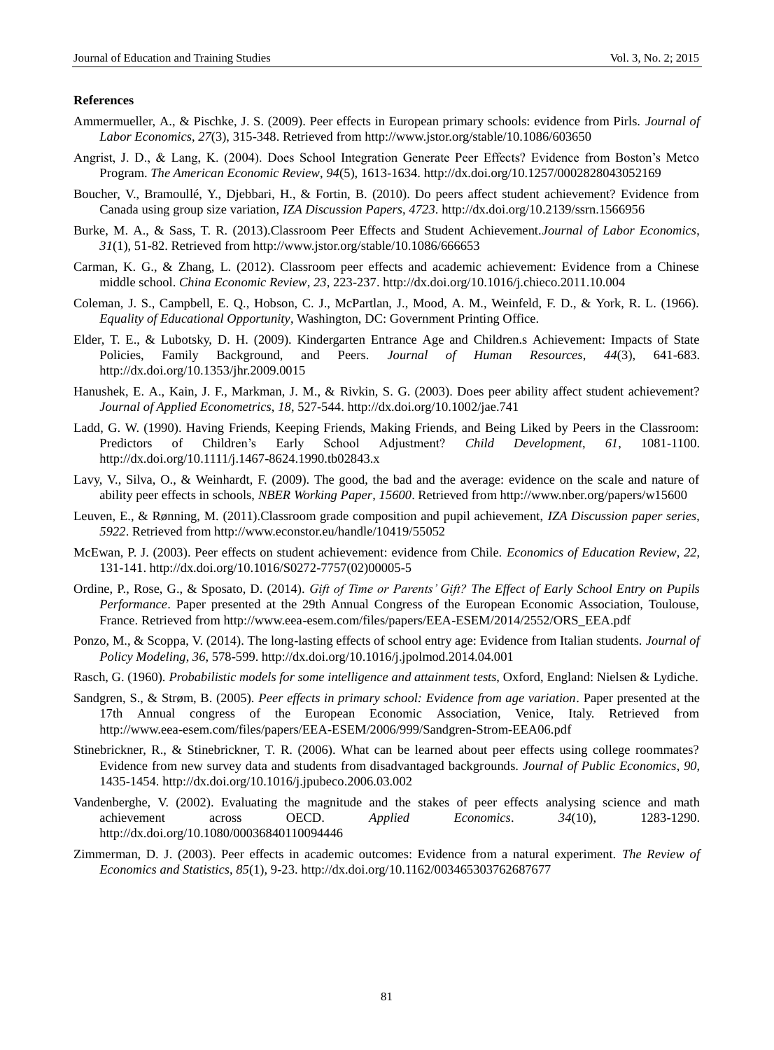**References**

Ammermueller, A., & Pischke, J. S. (2009). Peer effects in European primary schools: evidence from Pirls. *Journal of Labor Economics*, *27*(3), 315-348. Retrieved from http://www.jstor.org/stable/10.1086/603650

Angrist, J. D., & Lang, K. (2004). Does School Integration Generate Peer Effects? Evidence from Boston's Metco Program. *The American Economic Review*, *94*(5), 1613-1634. http://dx.doi.org/10.1257/0002828043052169

Boucher, V., Bramoullé, Y., Djebbari, H., & Fortin, B. (2010). Do peers affect student achievement? Evidence from Canada using group size variation, *IZA Discussion Papers*, *4723*. http://dx.doi.org/10.2139/ssrn.1566956

Burke, M. A., & Sass, T. R. (2013).Classroom Peer Effects and Student Achievement.*Journal of Labor Economics*, *31*(1), 51-82. Retrieved from http://www.jstor.org/stable/10.1086/666653

Carman, K. G., & Zhang, L. (2012). Classroom peer effects and academic achievement: Evidence from a Chinese middle school. *China Economic Review*, *23*, 223-237. http://dx.doi.org/10.1016/j.chieco.2011.10.004

Coleman, J. S., Campbell, E. Q., Hobson, C. J., McPartlan, J., Mood, A. M., Weinfeld, F. D., & York, R. L. (1966). *Equality of Educational Opportunity*, Washington, DC: Government Printing Office.

Elder, T. E., & Lubotsky, D. H. (2009). Kindergarten Entrance Age and Children.s Achievement: Impacts of State Policies, Family Background, and Peers. *Journal of Human Resources*, *44*(3), 641-683. http://dx.doi.org/10.1353/jhr.2009.0015

Hanushek, E. A., Kain, J. F., Markman, J. M., & Rivkin, S. G. (2003). Does peer ability affect student achievement? *Journal of Applied Econometrics*, *18*, 527-544. http://dx.doi.org/10.1002/jae.741

Ladd, G. W. (1990). Having Friends, Keeping Friends, Making Friends, and Being Liked by Peers in the Classroom: Predictors of Children's Early School Adjustment? *Child Development*, *61*, 1081-1100. http://dx.doi.org/10.1111/j.1467-8624.1990.tb02843.x

Lavy, V., Silva, O., & Weinhardt, F. (2009). The good, the bad and the average: evidence on the scale and nature of ability peer effects in schools, *NBER Working Paper*, *15600*. Retrieved from http://www.nber.org/papers/w15600

Leuven, E., & Rønning, M. (2011).Classroom grade composition and pupil achievement, *IZA Discussion paper series*, *5922*. Retrieved from http://www.econstor.eu/handle/10419/55052

McEwan, P. J. (2003). Peer effects on student achievement: evidence from Chile. *Economics of Education Review*, *22*, 131-141. http://dx.doi.org/10.1016/S0272-7757(02)00005-5

Ordine, P., Rose, G., & Sposato, D. (2014). *Gift of Time or Parents' Gift? The Effect of Early School Entry on Pupils Performance*. Paper presented at the 29th Annual Congress of the European Economic Association, Toulouse, France. Retrieved from http://www.eea-esem.com/files/papers/EEA-ESEM/2014/2552/ORS_EEA.pdf

Ponzo, M., & Scoppa, V. (2014). The long-lasting effects of school entry age: Evidence from Italian students. *Journal of Policy Modeling*, *36*, 578-599. http://dx.doi.org/10.1016/j.jpolmod.2014.04.001

Rasch, G. (1960). *Probabilistic models for some intelligence and attainment tests*, Oxford, England: Nielsen & Lydiche.

Sandgren, S., & Strøm, B. (2005). *Peer effects in primary school: Evidence from age variation*. Paper presented at the 17th Annual congress of the European Economic Association, Venice, Italy. Retrieved from http://www.eea-esem.com/files/papers/EEA-ESEM/2006/999/Sandgren-Strom-EEA06.pdf

Stinebrickner, R., & Stinebrickner, T. R. (2006). What can be learned about peer effects using college roommates? Evidence from new survey data and students from disadvantaged backgrounds. *Journal of Public Economics*, *90*, 1435-1454. http://dx.doi.org/10.1016/j.jpubeco.2006.03.002

Vandenberghe, V. (2002). Evaluating the magnitude and the stakes of peer effects analysing science and math achievement across OECD. *Applied Economics*. *34*(10), 1283-1290. http://dx.doi.org/10.1080/00036840110094446

Zimmerman, D. J. (2003). Peer effects in academic outcomes: Evidence from a natural experiment. *The Review of Economics and Statistics*, *85*(1), 9-23. http://dx.doi.org/10.1162/003465303762687677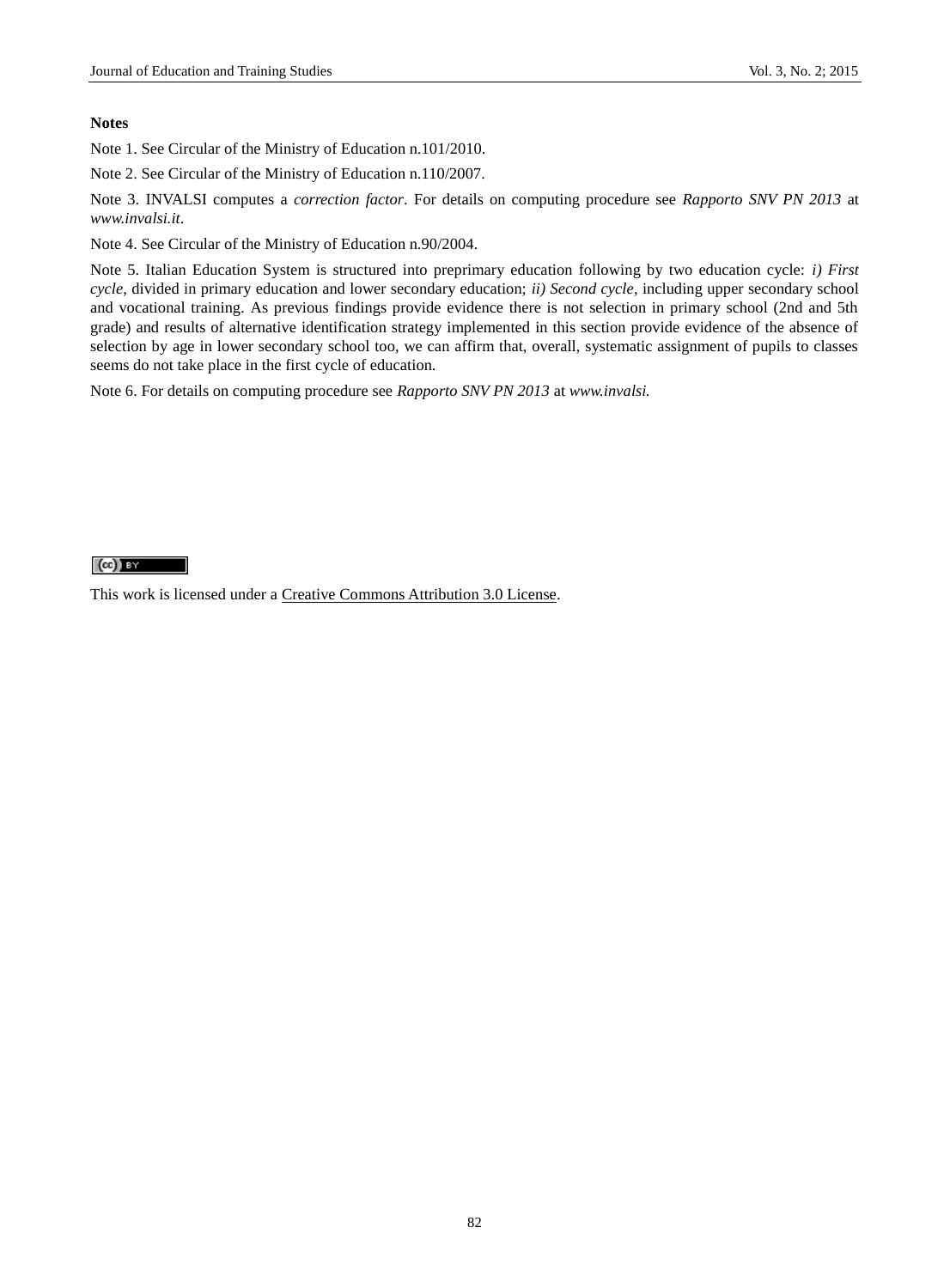## Notes

Note 1. See Circular of the Ministry of Education n.101/2010.

Note 2. See Circular of the Ministry of Education n.110/2007.

Note 3. INVALSI computes a *correction factor*. For details on computing procedure see *Rapporto SNV PN 2013* at *www.invalsi.it*.

Note 4. See Circular of the Ministry of Education n.90/2004.

Note 5. Italian Education System is structured into preprimary education following by two education cycle: *i) First cycle*, divided in primary education and lower secondary education; *ii) Second cycle*, including upper secondary school and vocational training. As previous findings provide evidence there is not selection in primary school (2nd and 5th grade) and results of alternative identification strategy implemented in this section provide evidence of the absence of selection by age in lower secondary school too, we can affirm that, overall, systematic assignment of pupils to classes seems do not take place in the first cycle of education.

Note 6. For details on computing procedure see *Rapporto SNV PN 2013* at *www.invalsi.*

This work is licensed under a Creative Commons Attribution 3.0 License.